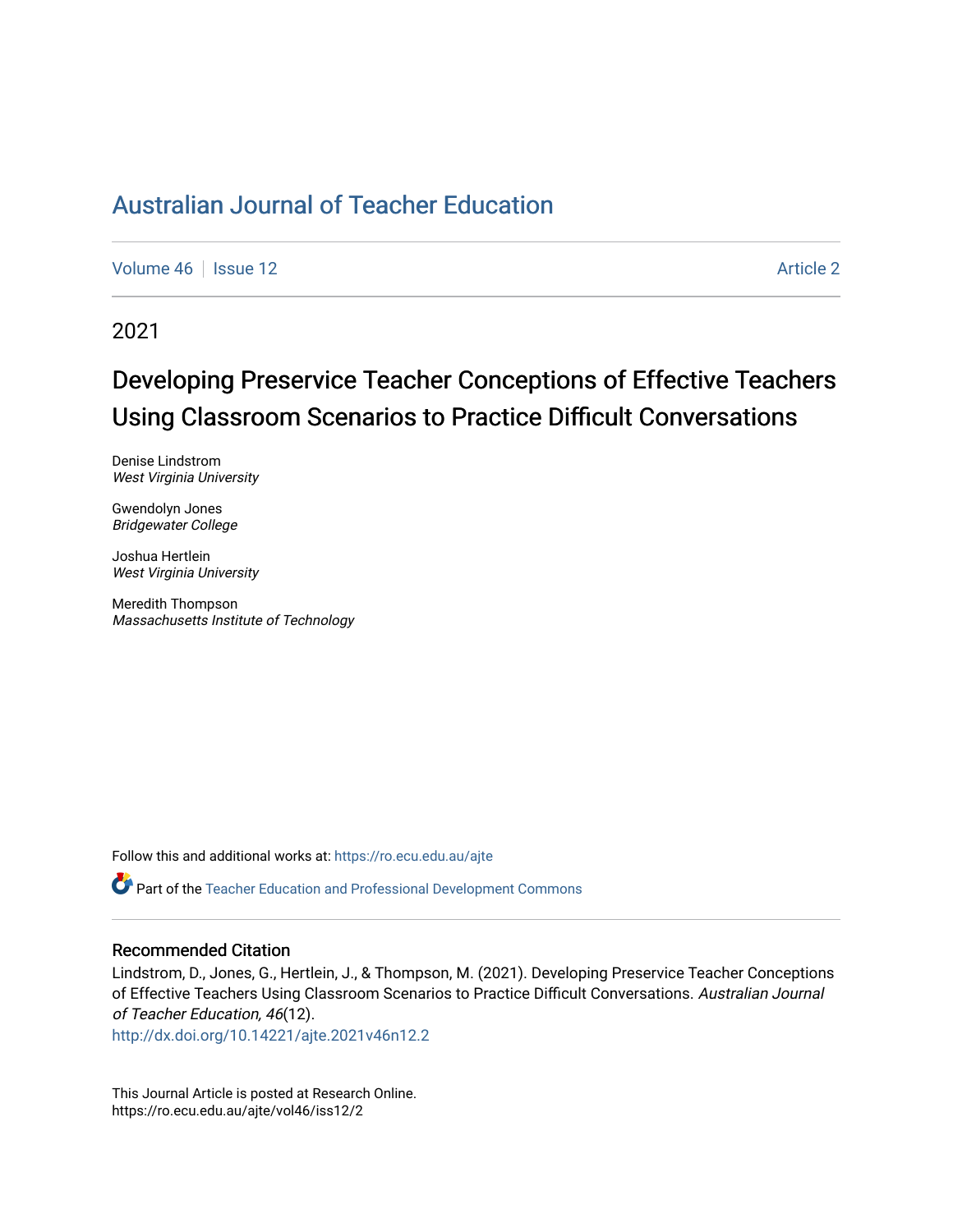# Australian Journal of Teacher Education

Volume 46 | Issue 12 | Article 2

2021

## Developing Preservice Teacher Conceptions of Effective Teachers Using Classroom Scenarios to Practice Difficult Conversations

Denise Lindstrom
*West Virginia University*

Gwendolyn Jones
*Bridgewater College*

Joshua Hertlein
*West Virginia University*

Meredith Thompson
*Massachusetts Institute of Technology*

Follow this and additional works at: https://ro.ecu.edu.au/ajte

Part of the Teacher Education and Professional Development Commons

### Recommended Citation

Lindstrom, D., Jones, G., Hertlein, J., & Thompson, M. (2021). Developing Preservice Teacher Conceptions of Effective Teachers Using Classroom Scenarios to Practice Difficult Conversations. *Australian Journal of Teacher Education, 46*(12).
http://dx.doi.org/10.14221/ajte.2021v46n12.2

This Journal Article is posted at Research Online.
https://ro.ecu.edu.au/ajte/vol46/iss12/2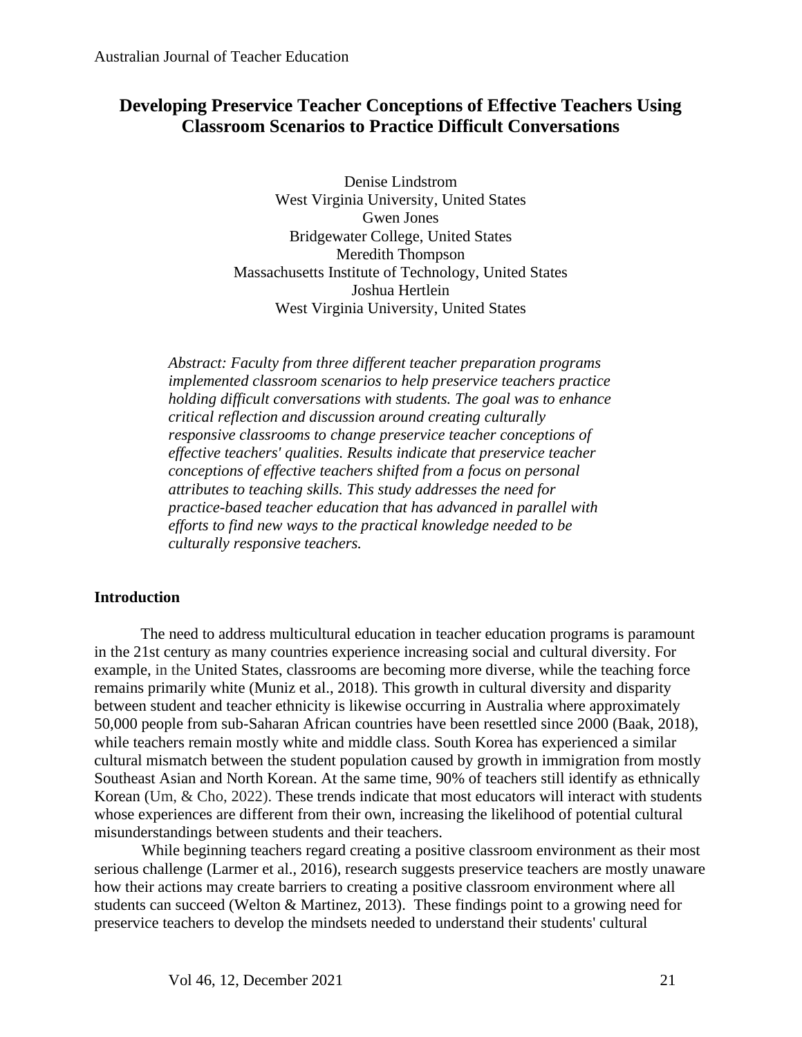# Developing Preservice Teacher Conceptions of Effective Teachers Using Classroom Scenarios to Practice Difficult Conversations

Denise Lindstrom
West Virginia University, United States
Gwen Jones
Bridgewater College, United States
Meredith Thompson
Massachusetts Institute of Technology, United States
Joshua Hertlein
West Virginia University, United States

*Abstract: Faculty from three different teacher preparation programs implemented classroom scenarios to help preservice teachers practice holding difficult conversations with students. The goal was to enhance critical reflection and discussion around creating culturally responsive classrooms to change preservice teacher conceptions of effective teachers' qualities. Results indicate that preservice teacher conceptions of effective teachers shifted from a focus on personal attributes to teaching skills. This study addresses the need for practice-based teacher education that has advanced in parallel with efforts to find new ways to the practical knowledge needed to be culturally responsive teachers.*

## Introduction

The need to address multicultural education in teacher education programs is paramount in the 21st century as many countries experience increasing social and cultural diversity. For example, in the United States, classrooms are becoming more diverse, while the teaching force remains primarily white (Muniz et al., 2018). This growth in cultural diversity and disparity between student and teacher ethnicity is likewise occurring in Australia where approximately 50,000 people from sub-Saharan African countries have been resettled since 2000 (Baak, 2018), while teachers remain mostly white and middle class. South Korea has experienced a similar cultural mismatch between the student population caused by growth in immigration from mostly Southeast Asian and North Korean. At the same time, 90% of teachers still identify as ethnically Korean (Um, & Cho, 2022). These trends indicate that most educators will interact with students whose experiences are different from their own, increasing the likelihood of potential cultural misunderstandings between students and their teachers.

While beginning teachers regard creating a positive classroom environment as their most serious challenge (Larmer et al., 2016), research suggests preservice teachers are mostly unaware how their actions may create barriers to creating a positive classroom environment where all students can succeed (Welton & Martinez, 2013). These findings point to a growing need for preservice teachers to develop the mindsets needed to understand their students' cultural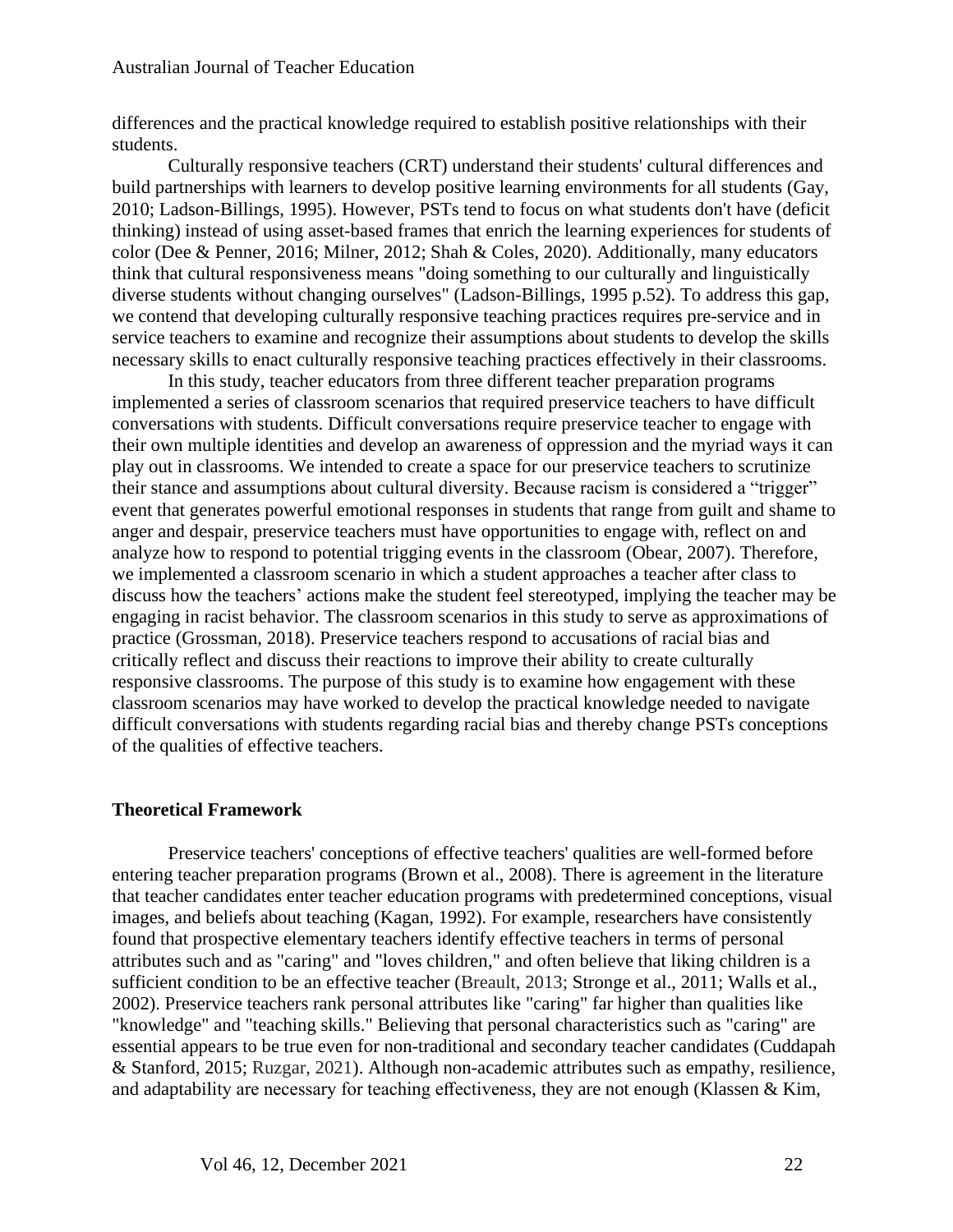differences and the practical knowledge required to establish positive relationships with their students.

Culturally responsive teachers (CRT) understand their students' cultural differences and build partnerships with learners to develop positive learning environments for all students (Gay, 2010; Ladson-Billings, 1995). However, PSTs tend to focus on what students don't have (deficit thinking) instead of using asset-based frames that enrich the learning experiences for students of color (Dee & Penner, 2016; Milner, 2012; Shah & Coles, 2020). Additionally, many educators think that cultural responsiveness means "doing something to our culturally and linguistically diverse students without changing ourselves" (Ladson-Billings, 1995 p.52). To address this gap, we contend that developing culturally responsive teaching practices requires pre-service and in service teachers to examine and recognize their assumptions about students to develop the skills necessary skills to enact culturally responsive teaching practices effectively in their classrooms.

In this study, teacher educators from three different teacher preparation programs implemented a series of classroom scenarios that required preservice teachers to have difficult conversations with students. Difficult conversations require preservice teacher to engage with their own multiple identities and develop an awareness of oppression and the myriad ways it can play out in classrooms. We intended to create a space for our preservice teachers to scrutinize their stance and assumptions about cultural diversity. Because racism is considered a "trigger" event that generates powerful emotional responses in students that range from guilt and shame to anger and despair, preservice teachers must have opportunities to engage with, reflect on and analyze how to respond to potential trigging events in the classroom (Obear, 2007). Therefore, we implemented a classroom scenario in which a student approaches a teacher after class to discuss how the teachers' actions make the student feel stereotyped, implying the teacher may be engaging in racist behavior. The classroom scenarios in this study to serve as approximations of practice (Grossman, 2018). Preservice teachers respond to accusations of racial bias and critically reflect and discuss their reactions to improve their ability to create culturally responsive classrooms. The purpose of this study is to examine how engagement with these classroom scenarios may have worked to develop the practical knowledge needed to navigate difficult conversations with students regarding racial bias and thereby change PSTs conceptions of the qualities of effective teachers.

## Theoretical Framework

Preservice teachers' conceptions of effective teachers' qualities are well-formed before entering teacher preparation programs (Brown et al., 2008). There is agreement in the literature that teacher candidates enter teacher education programs with predetermined conceptions, visual images, and beliefs about teaching (Kagan, 1992). For example, researchers have consistently found that prospective elementary teachers identify effective teachers in terms of personal attributes such and as "caring" and "loves children," and often believe that liking children is a sufficient condition to be an effective teacher (Breault, 2013; Stronge et al., 2011; Walls et al., 2002). Preservice teachers rank personal attributes like "caring" far higher than qualities like "knowledge" and "teaching skills." Believing that personal characteristics such as "caring" are essential appears to be true even for non-traditional and secondary teacher candidates (Cuddapah & Stanford, 2015; Ruzgar, 2021). Although non-academic attributes such as empathy, resilience, and adaptability are necessary for teaching effectiveness, they are not enough (Klassen & Kim,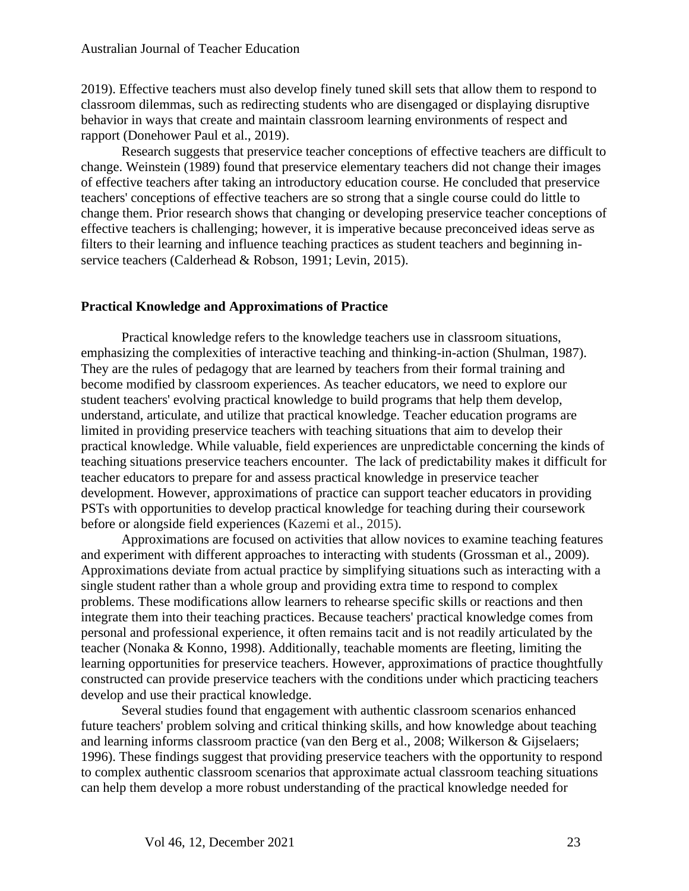2019). Effective teachers must also develop finely tuned skill sets that allow them to respond to classroom dilemmas, such as redirecting students who are disengaged or displaying disruptive behavior in ways that create and maintain classroom learning environments of respect and rapport (Donehower Paul et al., 2019).

Research suggests that preservice teacher conceptions of effective teachers are difficult to change. Weinstein (1989) found that preservice elementary teachers did not change their images of effective teachers after taking an introductory education course. He concluded that preservice teachers' conceptions of effective teachers are so strong that a single course could do little to change them. Prior research shows that changing or developing preservice teacher conceptions of effective teachers is challenging; however, it is imperative because preconceived ideas serve as filters to their learning and influence teaching practices as student teachers and beginning in-service teachers (Calderhead & Robson, 1991; Levin, 2015).

### Practical Knowledge and Approximations of Practice

Practical knowledge refers to the knowledge teachers use in classroom situations, emphasizing the complexities of interactive teaching and thinking-in-action (Shulman, 1987). They are the rules of pedagogy that are learned by teachers from their formal training and become modified by classroom experiences. As teacher educators, we need to explore our student teachers' evolving practical knowledge to build programs that help them develop, understand, articulate, and utilize that practical knowledge. Teacher education programs are limited in providing preservice teachers with teaching situations that aim to develop their practical knowledge. While valuable, field experiences are unpredictable concerning the kinds of teaching situations preservice teachers encounter. The lack of predictability makes it difficult for teacher educators to prepare for and assess practical knowledge in preservice teacher development. However, approximations of practice can support teacher educators in providing PSTs with opportunities to develop practical knowledge for teaching during their coursework before or alongside field experiences (Kazemi et al., 2015).

Approximations are focused on activities that allow novices to examine teaching features and experiment with different approaches to interacting with students (Grossman et al., 2009). Approximations deviate from actual practice by simplifying situations such as interacting with a single student rather than a whole group and providing extra time to respond to complex problems. These modifications allow learners to rehearse specific skills or reactions and then integrate them into their teaching practices. Because teachers' practical knowledge comes from personal and professional experience, it often remains tacit and is not readily articulated by the teacher (Nonaka & Konno, 1998). Additionally, teachable moments are fleeting, limiting the learning opportunities for preservice teachers. However, approximations of practice thoughtfully constructed can provide preservice teachers with the conditions under which practicing teachers develop and use their practical knowledge.

Several studies found that engagement with authentic classroom scenarios enhanced future teachers' problem solving and critical thinking skills, and how knowledge about teaching and learning informs classroom practice (van den Berg et al., 2008; Wilkerson & Gijselaers; 1996). These findings suggest that providing preservice teachers with the opportunity to respond to complex authentic classroom scenarios that approximate actual classroom teaching situations can help them develop a more robust understanding of the practical knowledge needed for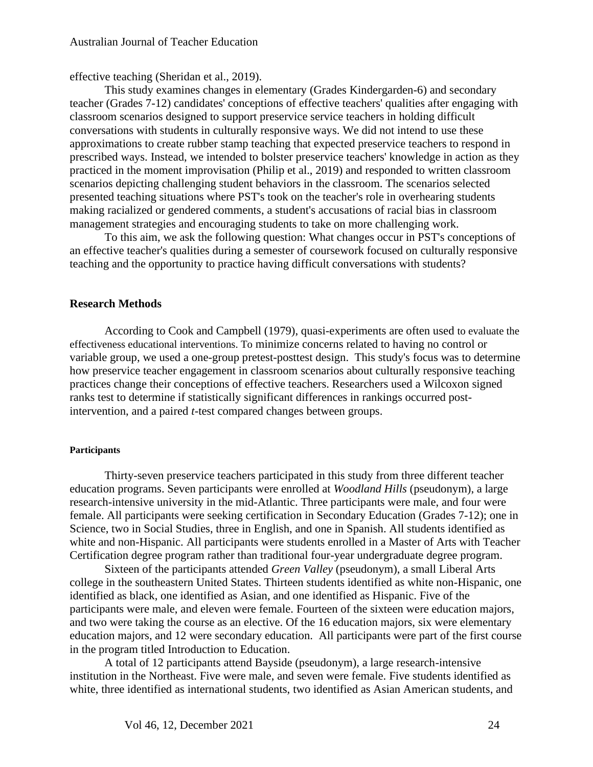effective teaching (Sheridan et al., 2019).

This study examines changes in elementary (Grades Kindergarden-6) and secondary teacher (Grades 7-12) candidates' conceptions of effective teachers' qualities after engaging with classroom scenarios designed to support preservice service teachers in holding difficult conversations with students in culturally responsive ways. We did not intend to use these approximations to create rubber stamp teaching that expected preservice teachers to respond in prescribed ways. Instead, we intended to bolster preservice teachers' knowledge in action as they practiced in the moment improvisation (Philip et al., 2019) and responded to written classroom scenarios depicting challenging student behaviors in the classroom. The scenarios selected presented teaching situations where PST's took on the teacher's role in overhearing students making racialized or gendered comments, a student's accusations of racial bias in classroom management strategies and encouraging students to take on more challenging work.

To this aim, we ask the following question: What changes occur in PST's conceptions of an effective teacher's qualities during a semester of coursework focused on culturally responsive teaching and the opportunity to practice having difficult conversations with students?

## Research Methods

According to Cook and Campbell (1979), quasi-experiments are often used to evaluate the effectiveness educational interventions. To minimize concerns related to having no control or variable group, we used a one-group pretest-posttest design. This study's focus was to determine how preservice teacher engagement in classroom scenarios about culturally responsive teaching practices change their conceptions of effective teachers. Researchers used a Wilcoxon signed ranks test to determine if statistically significant differences in rankings occurred post-intervention, and a paired *t*-test compared changes between groups.

### Participants

Thirty-seven preservice teachers participated in this study from three different teacher education programs. Seven participants were enrolled at *Woodland Hills* (pseudonym), a large research-intensive university in the mid-Atlantic. Three participants were male, and four were female. All participants were seeking certification in Secondary Education (Grades 7-12); one in Science, two in Social Studies, three in English, and one in Spanish. All students identified as white and non-Hispanic. All participants were students enrolled in a Master of Arts with Teacher Certification degree program rather than traditional four-year undergraduate degree program.

Sixteen of the participants attended *Green Valley* (pseudonym), a small Liberal Arts college in the southeastern United States. Thirteen students identified as white non-Hispanic, one identified as black, one identified as Asian, and one identified as Hispanic. Five of the participants were male, and eleven were female. Fourteen of the sixteen were education majors, and two were taking the course as an elective. Of the 16 education majors, six were elementary education majors, and 12 were secondary education. All participants were part of the first course in the program titled Introduction to Education.

A total of 12 participants attend Bayside (pseudonym), a large research-intensive institution in the Northeast. Five were male, and seven were female. Five students identified as white, three identified as international students, two identified as Asian American students, and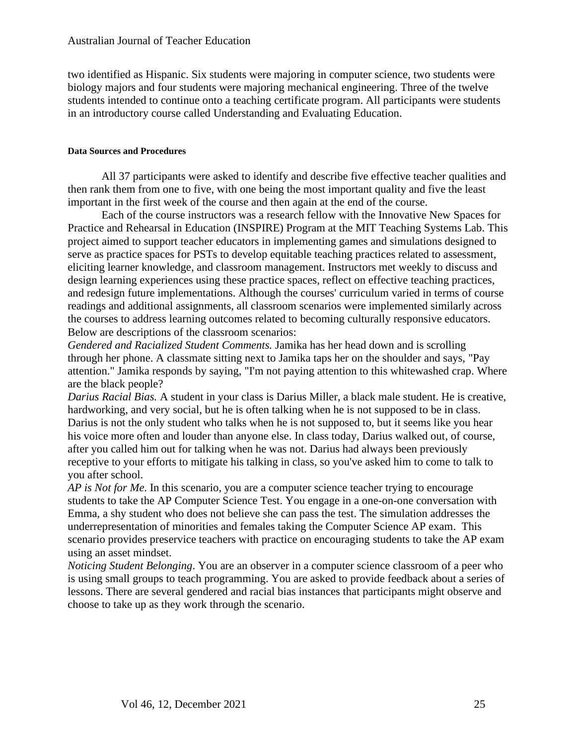two identified as Hispanic. Six students were majoring in computer science, two students were biology majors and four students were majoring mechanical engineering. Three of the twelve students intended to continue onto a teaching certificate program. All participants were students in an introductory course called Understanding and Evaluating Education.

#### Data Sources and Procedures

All 37 participants were asked to identify and describe five effective teacher qualities and then rank them from one to five, with one being the most important quality and five the least important in the first week of the course and then again at the end of the course.

Each of the course instructors was a research fellow with the Innovative New Spaces for Practice and Rehearsal in Education (INSPIRE) Program at the MIT Teaching Systems Lab. This project aimed to support teacher educators in implementing games and simulations designed to serve as practice spaces for PSTs to develop equitable teaching practices related to assessment, eliciting learner knowledge, and classroom management. Instructors met weekly to discuss and design learning experiences using these practice spaces, reflect on effective teaching practices, and redesign future implementations. Although the courses' curriculum varied in terms of course readings and additional assignments, all classroom scenarios were implemented similarly across the courses to address learning outcomes related to becoming culturally responsive educators. Below are descriptions of the classroom scenarios:

*Gendered and Racialized Student Comments.* Jamika has her head down and is scrolling through her phone. A classmate sitting next to Jamika taps her on the shoulder and says, "Pay attention." Jamika responds by saying, "I'm not paying attention to this whitewashed crap. Where are the black people?

*Darius Racial Bias.* A student in your class is Darius Miller, a black male student. He is creative, hardworking, and very social, but he is often talking when he is not supposed to be in class. Darius is not the only student who talks when he is not supposed to, but it seems like you hear his voice more often and louder than anyone else. In class today, Darius walked out, of course, after you called him out for talking when he was not. Darius had always been previously receptive to your efforts to mitigate his talking in class, so you've asked him to come to talk to you after school.

*AP is Not for Me.* In this scenario, you are a computer science teacher trying to encourage students to take the AP Computer Science Test. You engage in a one-on-one conversation with Emma, a shy student who does not believe she can pass the test. The simulation addresses the underrepresentation of minorities and females taking the Computer Science AP exam. This scenario provides preservice teachers with practice on encouraging students to take the AP exam using an asset mindset.

*Noticing Student Belonging*. You are an observer in a computer science classroom of a peer who is using small groups to teach programming. You are asked to provide feedback about a series of lessons. There are several gendered and racial bias instances that participants might observe and choose to take up as they work through the scenario.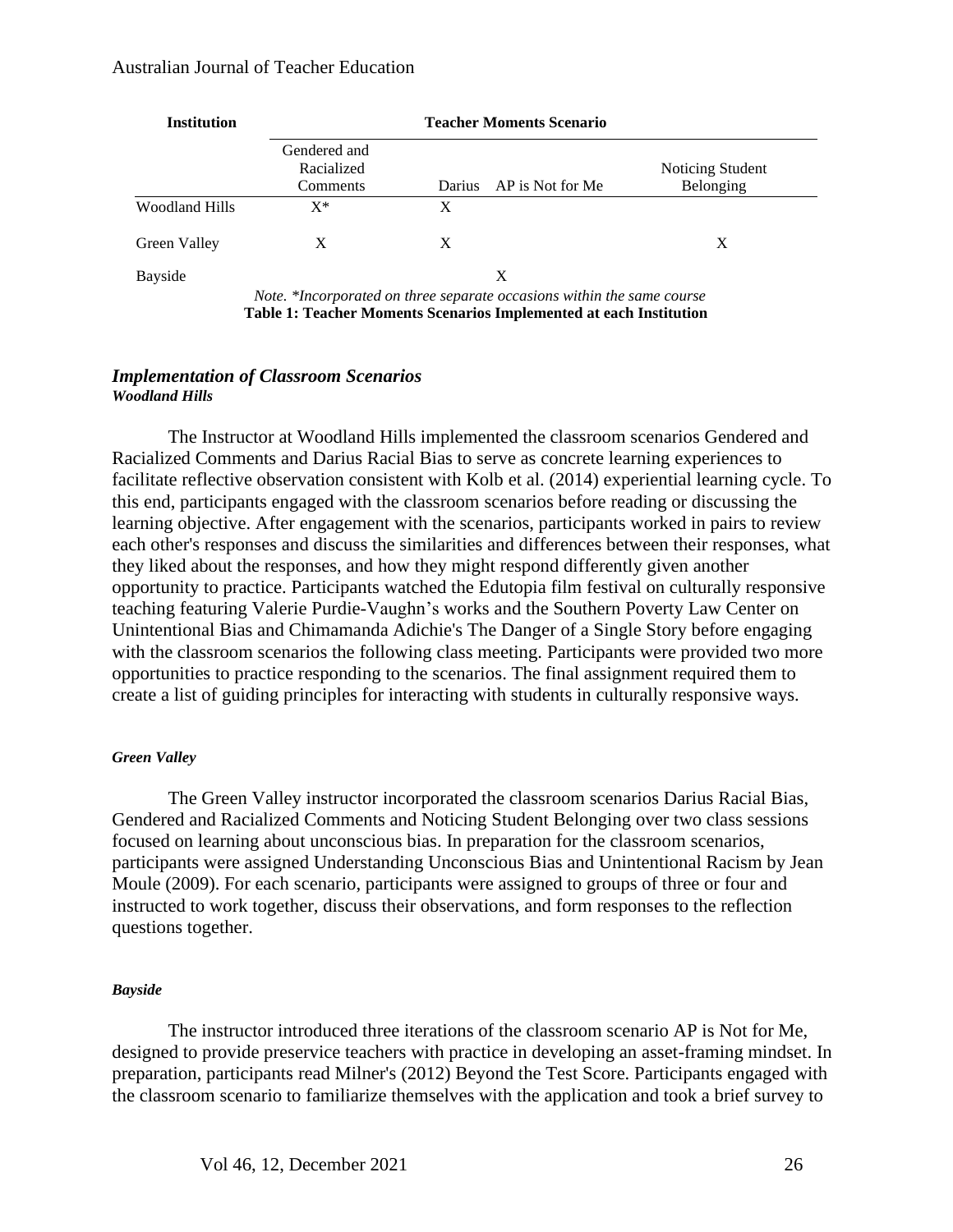| Institution | Teacher Moments Scenario | | | |
|---|---|---|---|---|
| | Gendered and Racialized Comments | Darius | AP is Not for Me | Noticing Student Belonging |
| Woodland Hills | X* | X | | |
| Green Valley | X | X | | X |
| Bayside | | | X | |

*Note.* *Incorporated on three separate occasions within the same course

**Table 1: Teacher Moments Scenarios Implemented at each Institution**

## *Implementation of Classroom Scenarios*

### *Woodland Hills*

The Instructor at Woodland Hills implemented the classroom scenarios Gendered and Racialized Comments and Darius Racial Bias to serve as concrete learning experiences to facilitate reflective observation consistent with Kolb et al. (2014) experiential learning cycle. To this end, participants engaged with the classroom scenarios before reading or discussing the learning objective. After engagement with the scenarios, participants worked in pairs to review each other's responses and discuss the similarities and differences between their responses, what they liked about the responses, and how they might respond differently given another opportunity to practice. Participants watched the Edutopia film festival on culturally responsive teaching featuring Valerie Purdie-Vaughn's works and the Southern Poverty Law Center on Unintentional Bias and Chimamanda Adichie's The Danger of a Single Story before engaging with the classroom scenarios the following class meeting. Participants were provided two more opportunities to practice responding to the scenarios. The final assignment required them to create a list of guiding principles for interacting with students in culturally responsive ways.

### *Green Valley*

The Green Valley instructor incorporated the classroom scenarios Darius Racial Bias, Gendered and Racialized Comments and Noticing Student Belonging over two class sessions focused on learning about unconscious bias. In preparation for the classroom scenarios, participants were assigned Understanding Unconscious Bias and Unintentional Racism by Jean Moule (2009). For each scenario, participants were assigned to groups of three or four and instructed to work together, discuss their observations, and form responses to the reflection questions together.

### *Bayside*

The instructor introduced three iterations of the classroom scenario AP is Not for Me, designed to provide preservice teachers with practice in developing an asset-framing mindset. In preparation, participants read Milner's (2012) Beyond the Test Score. Participants engaged with the classroom scenario to familiarize themselves with the application and took a brief survey to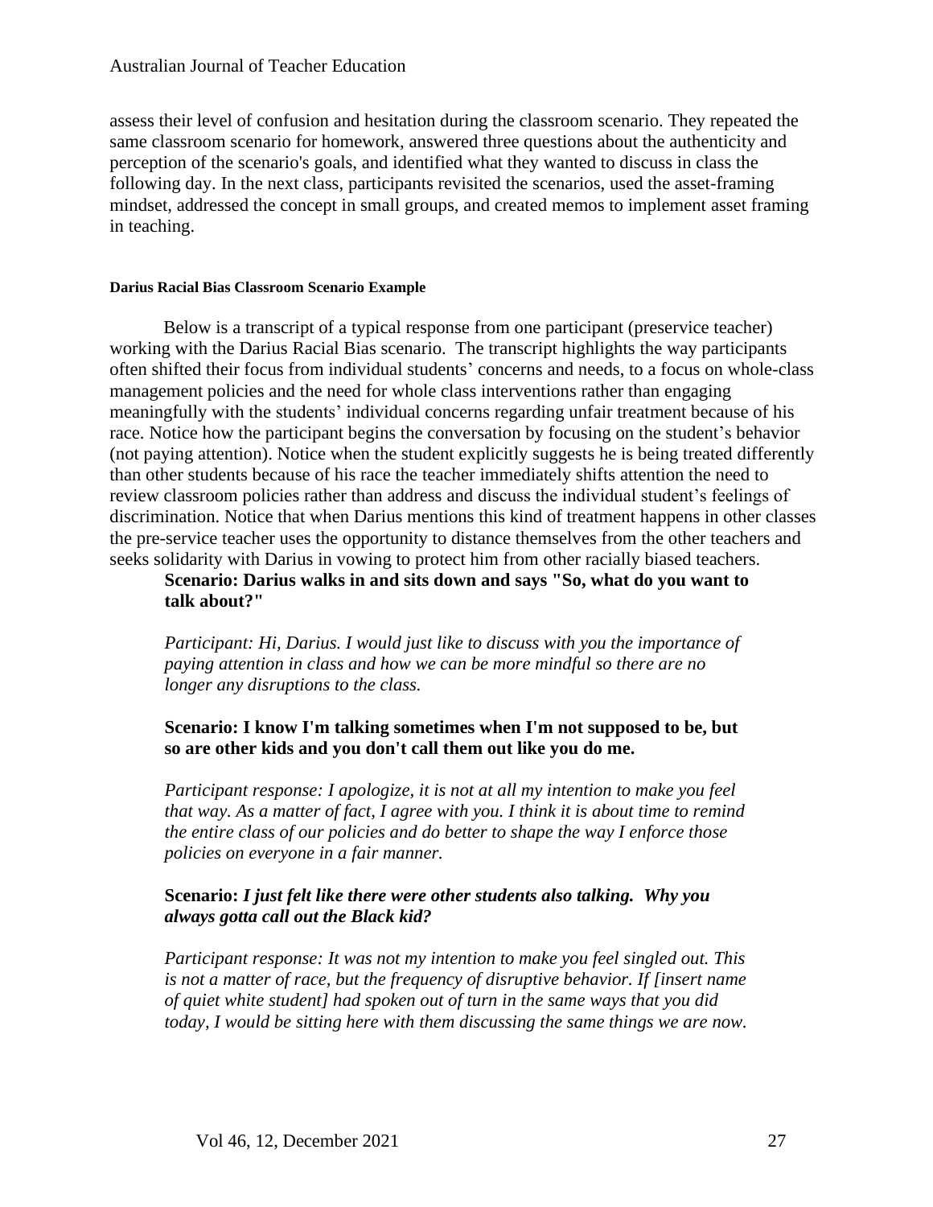assess their level of confusion and hesitation during the classroom scenario. They repeated the same classroom scenario for homework, answered three questions about the authenticity and perception of the scenario's goals, and identified what they wanted to discuss in class the following day. In the next class, participants revisited the scenarios, used the asset-framing mindset, addressed the concept in small groups, and created memos to implement asset framing in teaching.

#### Darius Racial Bias Classroom Scenario Example

Below is a transcript of a typical response from one participant (preservice teacher) working with the Darius Racial Bias scenario. The transcript highlights the way participants often shifted their focus from individual students' concerns and needs, to a focus on whole-class management policies and the need for whole class interventions rather than engaging meaningfully with the students' individual concerns regarding unfair treatment because of his race. Notice how the participant begins the conversation by focusing on the student's behavior (not paying attention). Notice when the student explicitly suggests he is being treated differently than other students because of his race the teacher immediately shifts attention the need to review classroom policies rather than address and discuss the individual student's feelings of discrimination. Notice that when Darius mentions this kind of treatment happens in other classes the pre-service teacher uses the opportunity to distance themselves from the other teachers and seeks solidarity with Darius in vowing to protect him from other racially biased teachers.

> **Scenario: Darius walks in and sits down and says "So, what do you want to talk about?"**
>
> *Participant: Hi, Darius. I would just like to discuss with you the importance of paying attention in class and how we can be more mindful so there are no longer any disruptions to the class.*
>
> **Scenario: I know I'm talking sometimes when I'm not supposed to be, but so are other kids and you don't call them out like you do me.**
>
> *Participant response: I apologize, it is not at all my intention to make you feel that way. As a matter of fact, I agree with you. I think it is about time to remind the entire class of our policies and do better to shape the way I enforce those policies on everyone in a fair manner.*
>
> **Scenario:** ***I just felt like there were other students also talking. Why you always gotta call out the Black kid?***
>
> *Participant response: It was not my intention to make you feel singled out. This is not a matter of race, but the frequency of disruptive behavior. If [insert name of quiet white student] had spoken out of turn in the same ways that you did today, I would be sitting here with them discussing the same things we are now.*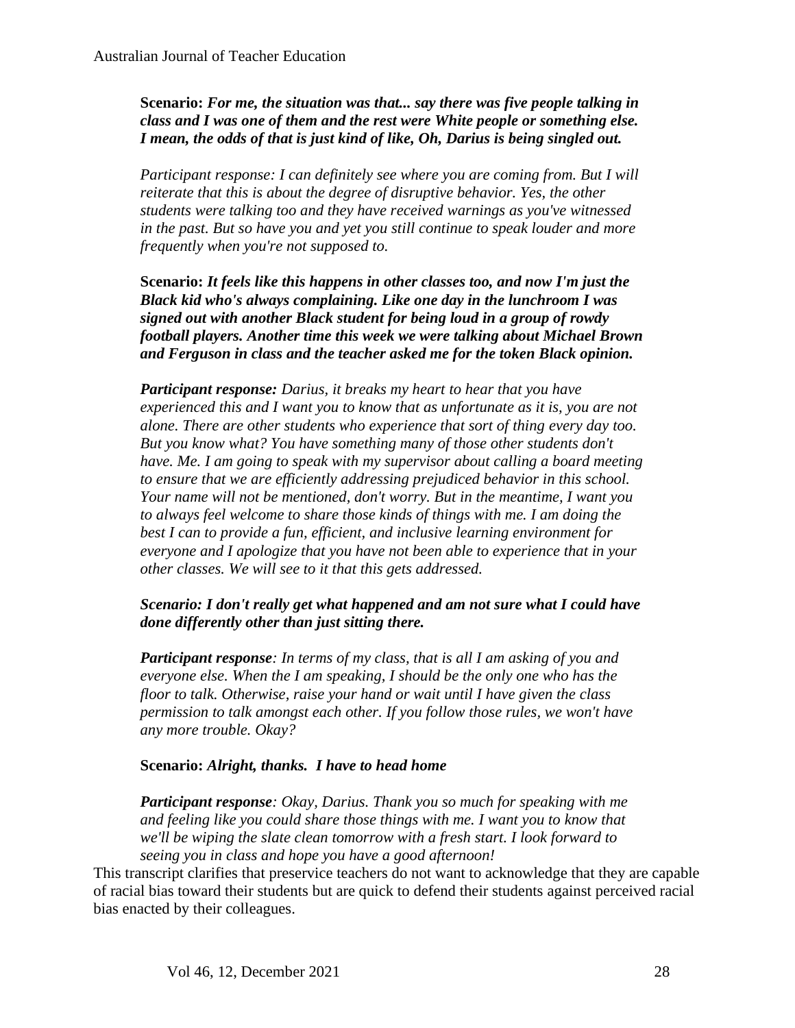**Scenario:** ***For me, the situation was that... say there was five people talking in class and I was one of them and the rest were White people or something else. I mean, the odds of that is just kind of like, Oh, Darius is being singled out.***

*Participant response: I can definitely see where you are coming from. But I will reiterate that this is about the degree of disruptive behavior. Yes, the other students were talking too and they have received warnings as you've witnessed in the past. But so have you and yet you still continue to speak louder and more frequently when you're not supposed to.*

**Scenario:** ***It feels like this happens in other classes too, and now I'm just the Black kid who's always complaining. Like one day in the lunchroom I was signed out with another Black student for being loud in a group of rowdy football players. Another time this week we were talking about Michael Brown and Ferguson in class and the teacher asked me for the token Black opinion.***

***Participant response:*** *Darius, it breaks my heart to hear that you have experienced this and I want you to know that as unfortunate as it is, you are not alone. There are other students who experience that sort of thing every day too. But you know what? You have something many of those other students don't have. Me. I am going to speak with my supervisor about calling a board meeting to ensure that we are efficiently addressing prejudiced behavior in this school. Your name will not be mentioned, don't worry. But in the meantime, I want you to always feel welcome to share those kinds of things with me. I am doing the best I can to provide a fun, efficient, and inclusive learning environment for everyone and I apologize that you have not been able to experience that in your other classes. We will see to it that this gets addressed.*

***Scenario: I don't really get what happened and am not sure what I could have done differently other than just sitting there.***

***Participant response****: In terms of my class, that is all I am asking of you and everyone else. When the I am speaking, I should be the only one who has the floor to talk. Otherwise, raise your hand or wait until I have given the class permission to talk amongst each other. If you follow those rules, we won't have any more trouble. Okay?*

**Scenario:** ***Alright, thanks. I have to head home***

***Participant response****: Okay, Darius. Thank you so much for speaking with me and feeling like you could share those things with me. I want you to know that we'll be wiping the slate clean tomorrow with a fresh start. I look forward to seeing you in class and hope you have a good afternoon!*

This transcript clarifies that preservice teachers do not want to acknowledge that they are capable of racial bias toward their students but are quick to defend their students against perceived racial bias enacted by their colleagues.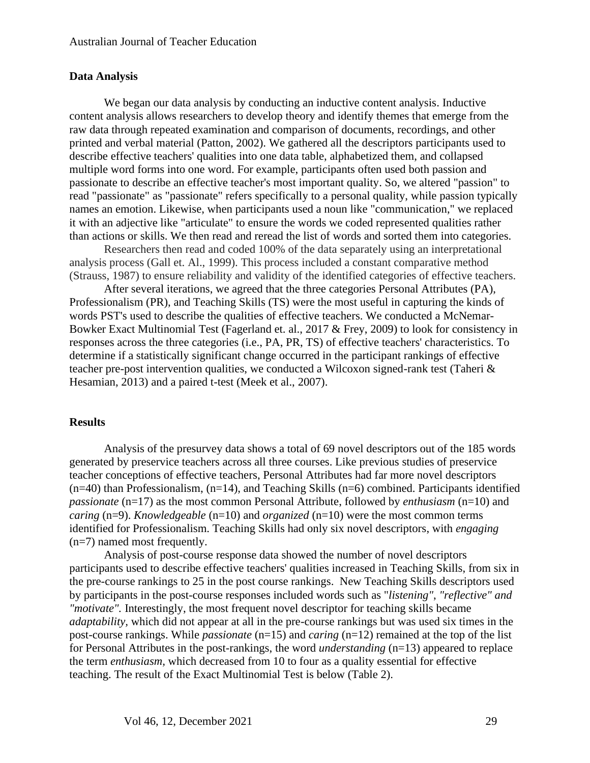## Data Analysis

We began our data analysis by conducting an inductive content analysis. Inductive content analysis allows researchers to develop theory and identify themes that emerge from the raw data through repeated examination and comparison of documents, recordings, and other printed and verbal material (Patton, 2002). We gathered all the descriptors participants used to describe effective teachers' qualities into one data table, alphabetized them, and collapsed multiple word forms into one word. For example, participants often used both passion and passionate to describe an effective teacher's most important quality. So, we altered "passion" to read "passionate" as "passionate" refers specifically to a personal quality, while passion typically names an emotion. Likewise, when participants used a noun like "communication," we replaced it with an adjective like "articulate" to ensure the words we coded represented qualities rather than actions or skills. We then read and reread the list of words and sorted them into categories.

Researchers then read and coded 100% of the data separately using an interpretational analysis process (Gall et. Al., 1999). This process included a constant comparative method (Strauss, 1987) to ensure reliability and validity of the identified categories of effective teachers.

After several iterations, we agreed that the three categories Personal Attributes (PA), Professionalism (PR), and Teaching Skills (TS) were the most useful in capturing the kinds of words PST's used to describe the qualities of effective teachers. We conducted a McNemar-Bowker Exact Multinomial Test (Fagerland et. al., 2017 & Frey, 2009) to look for consistency in responses across the three categories (i.e., PA, PR, TS) of effective teachers' characteristics. To determine if a statistically significant change occurred in the participant rankings of effective teacher pre-post intervention qualities, we conducted a Wilcoxon signed-rank test (Taheri & Hesamian, 2013) and a paired t-test (Meek et al., 2007).

## Results

Analysis of the presurvey data shows a total of 69 novel descriptors out of the 185 words generated by preservice teachers across all three courses. Like previous studies of preservice teacher conceptions of effective teachers, Personal Attributes had far more novel descriptors (n=40) than Professionalism, (n=14), and Teaching Skills (n=6) combined. Participants identified *passionate* (n=17) as the most common Personal Attribute, followed by *enthusiasm* (n=10) and *caring* (n=9). *Knowledgeable* (n=10) and *organized* (n=10) were the most common terms identified for Professionalism. Teaching Skills had only six novel descriptors, with *engaging* (n=7) named most frequently.

Analysis of post-course response data showed the number of novel descriptors participants used to describe effective teachers' qualities increased in Teaching Skills, from six in the pre-course rankings to 25 in the post course rankings. New Teaching Skills descriptors used by participants in the post-course responses included words such as "*listening*", *"reflective" and "motivate".* Interestingly, the most frequent novel descriptor for teaching skills became *adaptability,* which did not appear at all in the pre-course rankings but was used six times in the post-course rankings. While *passionate* (n=15) and *caring* (n=12) remained at the top of the list for Personal Attributes in the post-rankings, the word *understanding* (n=13) appeared to replace the term *enthusiasm,* which decreased from 10 to four as a quality essential for effective teaching. The result of the Exact Multinomial Test is below (Table 2).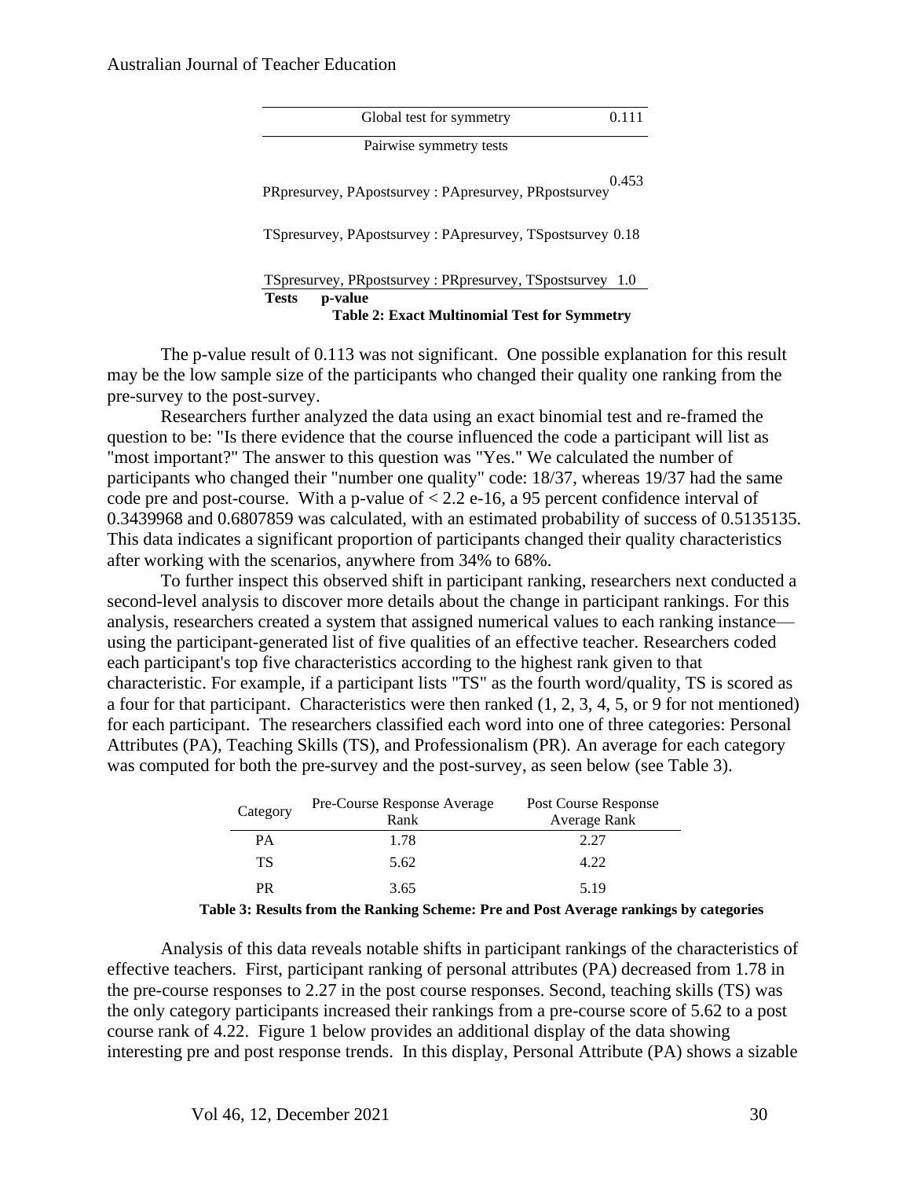| Tests | p-value |
|---|---|
| Global test for symmetry | 0.111 |
| Pairwise symmetry tests | |
| PRpresurvey, PApostsurvey : PApresurvey, PRpostsurvey | 0.453 |
| TSpresurvey, PApostsurvey : PApresurvey, TSpostsurvey | 0.18 |
| TSpresurvey, PRpostsurvey : PRpresurvey, TSpostsurvey | 1.0 |

**Table 2: Exact Multinomial Test for Symmetry**

The p-value result of 0.113 was not significant. One possible explanation for this result may be the low sample size of the participants who changed their quality one ranking from the pre-survey to the post-survey.

Researchers further analyzed the data using an exact binomial test and re-framed the question to be: "Is there evidence that the course influenced the code a participant will list as "most important?" The answer to this question was "Yes." We calculated the number of participants who changed their "number one quality" code: 18/37, whereas 19/37 had the same code pre and post-course. With a p-value of < 2.2 e-16, a 95 percent confidence interval of 0.3439968 and 0.6807859 was calculated, with an estimated probability of success of 0.5135135. This data indicates a significant proportion of participants changed their quality characteristics after working with the scenarios, anywhere from 34% to 68%.

To further inspect this observed shift in participant ranking, researchers next conducted a second-level analysis to discover more details about the change in participant rankings. For this analysis, researchers created a system that assigned numerical values to each ranking instance—using the participant-generated list of five qualities of an effective teacher. Researchers coded each participant's top five characteristics according to the highest rank given to that characteristic. For example, if a participant lists "TS" as the fourth word/quality, TS is scored as a four for that participant. Characteristics were then ranked (1, 2, 3, 4, 5, or 9 for not mentioned) for each participant. The researchers classified each word into one of three categories: Personal Attributes (PA), Teaching Skills (TS), and Professionalism (PR). An average for each category was computed for both the pre-survey and the post-survey, as seen below (see Table 3).

| Category | Pre-Course Response Average Rank | Post Course Response Average Rank |
|---|---|---|
| PA | 1.78 | 2.27 |
| TS | 5.62 | 4.22 |
| PR | 3.65 | 5.19 |

**Table 3: Results from the Ranking Scheme: Pre and Post Average rankings by categories**

Analysis of this data reveals notable shifts in participant rankings of the characteristics of effective teachers. First, participant ranking of personal attributes (PA) decreased from 1.78 in the pre-course responses to 2.27 in the post course responses. Second, teaching skills (TS) was the only category participants increased their rankings from a pre-course score of 5.62 to a post course rank of 4.22. Figure 1 below provides an additional display of the data showing interesting pre and post response trends. In this display, Personal Attribute (PA) shows a sizable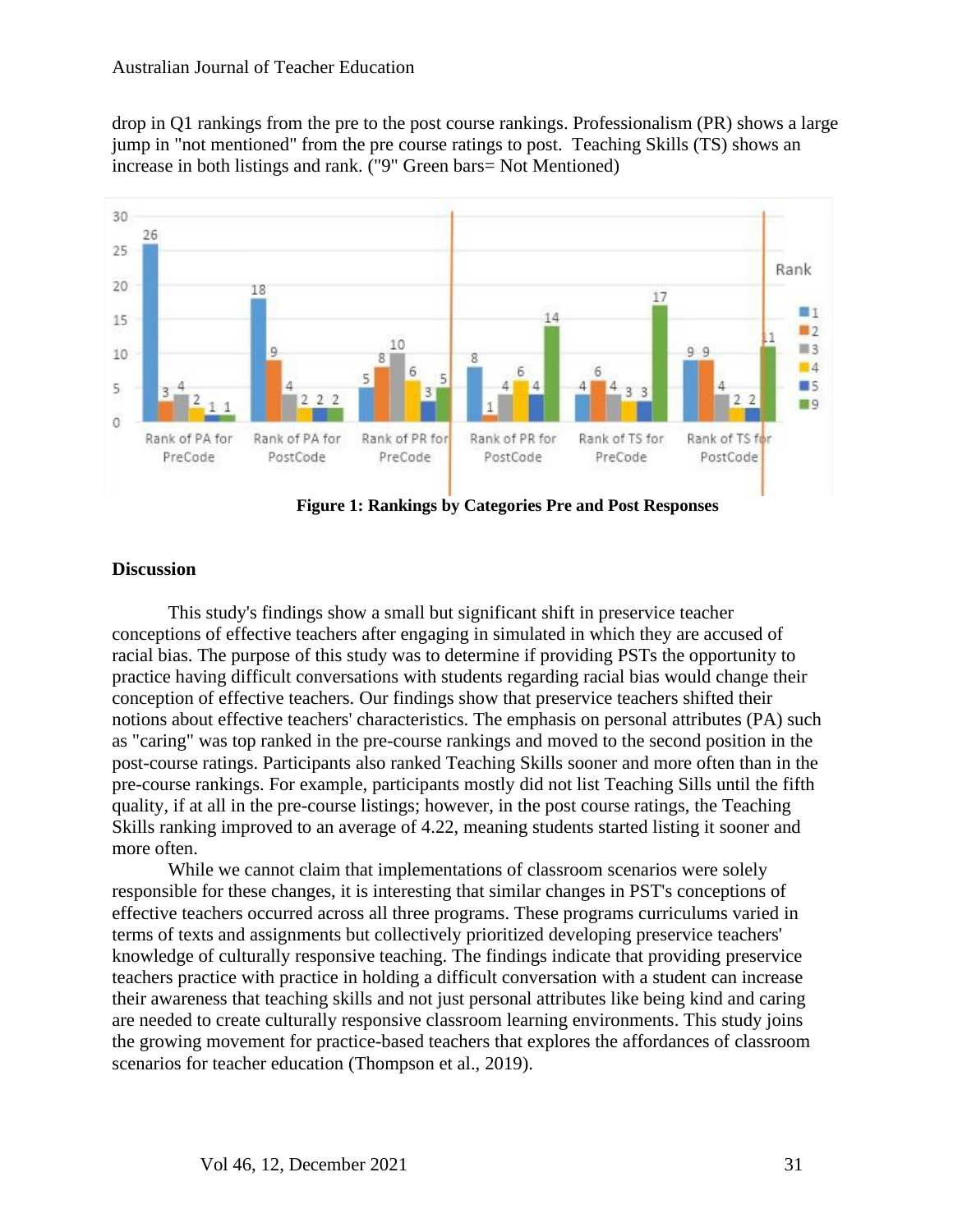drop in Q1 rankings from the pre to the post course rankings. Professionalism (PR) shows a large jump in "not mentioned" from the pre course ratings to post. Teaching Skills (TS) shows an increase in both listings and rank. ("9" Green bars= Not Mentioned)

**Figure 1: Rankings by Categories Pre and Post Responses**

## Discussion

This study's findings show a small but significant shift in preservice teacher conceptions of effective teachers after engaging in simulated in which they are accused of racial bias. The purpose of this study was to determine if providing PSTs the opportunity to practice having difficult conversations with students regarding racial bias would change their conception of effective teachers. Our findings show that preservice teachers shifted their notions about effective teachers' characteristics. The emphasis on personal attributes (PA) such as "caring" was top ranked in the pre-course rankings and moved to the second position in the post-course ratings. Participants also ranked Teaching Skills sooner and more often than in the pre-course rankings. For example, participants mostly did not list Teaching Sills until the fifth quality, if at all in the pre-course listings; however, in the post course ratings, the Teaching Skills ranking improved to an average of 4.22, meaning students started listing it sooner and more often.

While we cannot claim that implementations of classroom scenarios were solely responsible for these changes, it is interesting that similar changes in PST's conceptions of effective teachers occurred across all three programs. These programs curriculums varied in terms of texts and assignments but collectively prioritized developing preservice teachers' knowledge of culturally responsive teaching. The findings indicate that providing preservice teachers practice with practice in holding a difficult conversation with a student can increase their awareness that teaching skills and not just personal attributes like being kind and caring are needed to create culturally responsive classroom learning environments. This study joins the growing movement for practice-based teachers that explores the affordances of classroom scenarios for teacher education (Thompson et al., 2019).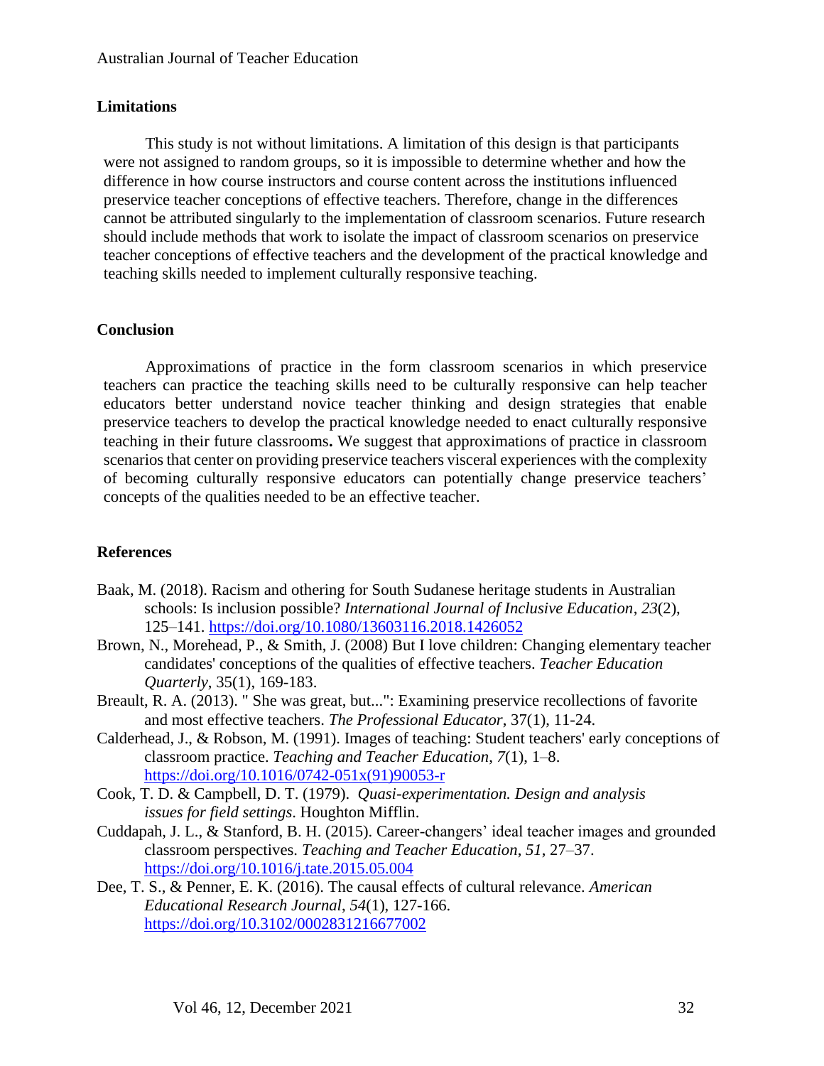## Limitations

This study is not without limitations. A limitation of this design is that participants were not assigned to random groups, so it is impossible to determine whether and how the difference in how course instructors and course content across the institutions influenced preservice teacher conceptions of effective teachers. Therefore, change in the differences cannot be attributed singularly to the implementation of classroom scenarios. Future research should include methods that work to isolate the impact of classroom scenarios on preservice teacher conceptions of effective teachers and the development of the practical knowledge and teaching skills needed to implement culturally responsive teaching.

## Conclusion

Approximations of practice in the form classroom scenarios in which preservice teachers can practice the teaching skills need to be culturally responsive can help teacher educators better understand novice teacher thinking and design strategies that enable preservice teachers to develop the practical knowledge needed to enact culturally responsive teaching in their future classrooms**.** We suggest that approximations of practice in classroom scenarios that center on providing preservice teachers visceral experiences with the complexity of becoming culturally responsive educators can potentially change preservice teachers' concepts of the qualities needed to be an effective teacher.

## References

Baak, M. (2018). Racism and othering for South Sudanese heritage students in Australian schools: Is inclusion possible? *International Journal of Inclusive Education*, *23*(2), 125–141. https://doi.org/10.1080/13603116.2018.1426052

Brown, N., Morehead, P., & Smith, J. (2008) But I love children: Changing elementary teacher candidates' conceptions of the qualities of effective teachers. *Teacher Education Quarterly*, 35(1), 169-183.

Breault, R. A. (2013). " She was great, but...": Examining preservice recollections of favorite and most effective teachers. *The Professional Educator*, 37(1), 11-24.

Calderhead, J., & Robson, M. (1991). Images of teaching: Student teachers' early conceptions of classroom practice. *Teaching and Teacher Education*, *7*(1), 1–8. https://doi.org/10.1016/0742-051x(91)90053-r

Cook, T. D. & Campbell, D. T. (1979). *Quasi-experimentation. Design and analysis issues for field settings*. Houghton Mifflin.

Cuddapah, J. L., & Stanford, B. H. (2015). Career-changers' ideal teacher images and grounded classroom perspectives. *Teaching and Teacher Education*, *51*, 27–37. https://doi.org/10.1016/j.tate.2015.05.004

Dee, T. S., & Penner, E. K. (2016). The causal effects of cultural relevance. *American Educational Research Journal*, *54*(1), 127-166. https://doi.org/10.3102/0002831216677002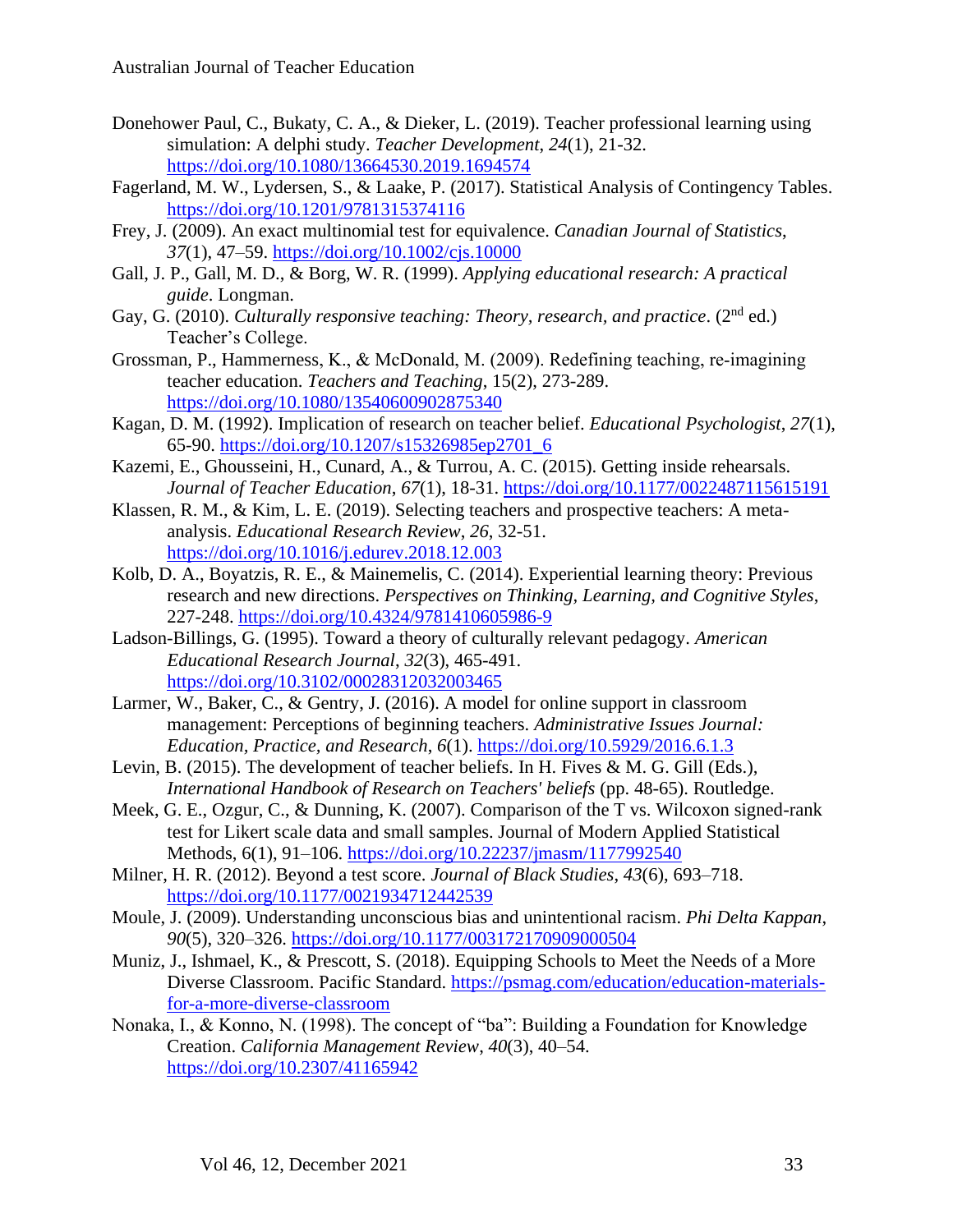Donehower Paul, C., Bukaty, C. A., & Dieker, L. (2019). Teacher professional learning using simulation: A delphi study. *Teacher Development*, *24*(1), 21-32. https://doi.org/10.1080/13664530.2019.1694574

Fagerland, M. W., Lydersen, S., & Laake, P. (2017). Statistical Analysis of Contingency Tables. https://doi.org/10.1201/9781315374116

Frey, J. (2009). An exact multinomial test for equivalence. *Canadian Journal of Statistics*, *37*(1), 47–59. https://doi.org/10.1002/cjs.10000

Gall, J. P., Gall, M. D., & Borg, W. R. (1999). *Applying educational research: A practical guide*. Longman.

Gay, G. (2010). *Culturally responsive teaching: Theory, research, and practice*. (2nd ed.) Teacher's College.

Grossman, P., Hammerness, K., & McDonald, M. (2009). Redefining teaching, re-imagining teacher education. *Teachers and Teaching*, 15(2), 273-289. https://doi.org/10.1080/13540600902875340

Kagan, D. M. (1992). Implication of research on teacher belief. *Educational Psychologist*, *27*(1), 65-90. https://doi.org/10.1207/s15326985ep2701_6

Kazemi, E., Ghousseini, H., Cunard, A., & Turrou, A. C. (2015). Getting inside rehearsals. *Journal of Teacher Education*, *67*(1), 18-31. https://doi.org/10.1177/0022487115615191

Klassen, R. M., & Kim, L. E. (2019). Selecting teachers and prospective teachers: A meta-analysis. *Educational Research Review*, *26*, 32-51. https://doi.org/10.1016/j.edurev.2018.12.003

Kolb, D. A., Boyatzis, R. E., & Mainemelis, C. (2014). Experiential learning theory: Previous research and new directions. *Perspectives on Thinking, Learning, and Cognitive Styles*, 227-248. https://doi.org/10.4324/9781410605986-9

Ladson-Billings, G. (1995). Toward a theory of culturally relevant pedagogy. *American Educational Research Journal*, *32*(3), 465-491. https://doi.org/10.3102/00028312032003465

Larmer, W., Baker, C., & Gentry, J. (2016). A model for online support in classroom management: Perceptions of beginning teachers. *Administrative Issues Journal: Education, Practice, and Research*, *6*(1). https://doi.org/10.5929/2016.6.1.3

Levin, B. (2015). The development of teacher beliefs. In H. Fives & M. G. Gill (Eds.), *International Handbook of Research on Teachers' beliefs* (pp. 48-65). Routledge.

Meek, G. E., Ozgur, C., & Dunning, K. (2007). Comparison of the T vs. Wilcoxon signed-rank test for Likert scale data and small samples. Journal of Modern Applied Statistical Methods, 6(1), 91–106. https://doi.org/10.22237/jmasm/1177992540

Milner, H. R. (2012). Beyond a test score. *Journal of Black Studies*, *43*(6), 693–718. https://doi.org/10.1177/0021934712442539

Moule, J. (2009). Understanding unconscious bias and unintentional racism. *Phi Delta Kappan*, *90*(5), 320–326. https://doi.org/10.1177/003172170909000504

Muniz, J., Ishmael, K., & Prescott, S. (2018). Equipping Schools to Meet the Needs of a More Diverse Classroom. Pacific Standard. https://psmag.com/education/education-materials-for-a-more-diverse-classroom

Nonaka, I., & Konno, N. (1998). The concept of "ba": Building a Foundation for Knowledge Creation. *California Management Review*, *40*(3), 40–54. https://doi.org/10.2307/41165942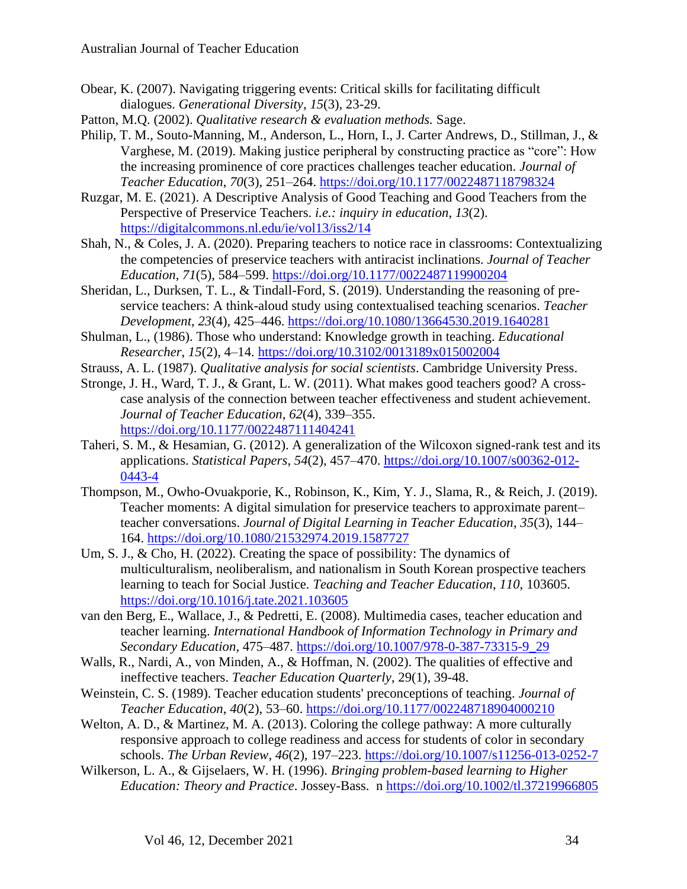Obear, K. (2007). Navigating triggering events: Critical skills for facilitating difficult dialogues. *Generational Diversity*, *15*(3), 23-29.

Patton, M.Q. (2002). *Qualitative research & evaluation methods.* Sage.

Philip, T. M., Souto-Manning, M., Anderson, L., Horn, I., J. Carter Andrews, D., Stillman, J., & Varghese, M. (2019). Making justice peripheral by constructing practice as "core": How the increasing prominence of core practices challenges teacher education. *Journal of Teacher Education*, *70*(3), 251–264. https://doi.org/10.1177/0022487118798324

Ruzgar, M. E. (2021). A Descriptive Analysis of Good Teaching and Good Teachers from the Perspective of Preservice Teachers. *i.e.: inquiry in education*, *13*(2). https://digitalcommons.nl.edu/ie/vol13/iss2/14

Shah, N., & Coles, J. A. (2020). Preparing teachers to notice race in classrooms: Contextualizing the competencies of preservice teachers with antiracist inclinations. *Journal of Teacher Education*, *71*(5), 584–599. https://doi.org/10.1177/0022487119900204

Sheridan, L., Durksen, T. L., & Tindall-Ford, S. (2019). Understanding the reasoning of pre-service teachers: A think-aloud study using contextualised teaching scenarios. *Teacher Development*, *23*(4), 425–446. https://doi.org/10.1080/13664530.2019.1640281

Shulman, L., (1986). Those who understand: Knowledge growth in teaching. *Educational Researcher*, *15*(2), 4–14. https://doi.org/10.3102/0013189x015002004

Strauss, A. L. (1987). *Qualitative analysis for social scientists*. Cambridge University Press.

Stronge, J. H., Ward, T. J., & Grant, L. W. (2011). What makes good teachers good? A cross-case analysis of the connection between teacher effectiveness and student achievement. *Journal of Teacher Education*, *62*(4), 339–355. https://doi.org/10.1177/0022487111404241

Taheri, S. M., & Hesamian, G. (2012). A generalization of the Wilcoxon signed-rank test and its applications. *Statistical Papers*, *54*(2), 457–470. https://doi.org/10.1007/s00362-012-0443-4

Thompson, M., Owho-Ovuakporie, K., Robinson, K., Kim, Y. J., Slama, R., & Reich, J. (2019). Teacher moments: A digital simulation for preservice teachers to approximate parent–teacher conversations. *Journal of Digital Learning in Teacher Education*, *35*(3), 144–164. https://doi.org/10.1080/21532974.2019.1587727

Um, S. J., & Cho, H. (2022). Creating the space of possibility: The dynamics of multiculturalism, neoliberalism, and nationalism in South Korean prospective teachers learning to teach for Social Justice. *Teaching and Teacher Education*, *110*, 103605. https://doi.org/10.1016/j.tate.2021.103605

van den Berg, E., Wallace, J., & Pedretti, E. (2008). Multimedia cases, teacher education and teacher learning. *International Handbook of Information Technology in Primary and Secondary Education*, 475–487. https://doi.org/10.1007/978-0-387-73315-9_29

Walls, R., Nardi, A., von Minden, A., & Hoffman, N. (2002). The qualities of effective and ineffective teachers. *Teacher Education Quarterly*, 29(1), 39-48.

Weinstein, C. S. (1989). Teacher education students' preconceptions of teaching. *Journal of Teacher Education*, *40*(2), 53–60. https://doi.org/10.1177/002248718904000210

Welton, A. D., & Martinez, M. A. (2013). Coloring the college pathway: A more culturally responsive approach to college readiness and access for students of color in secondary schools. *The Urban Review*, *46*(2), 197–223. https://doi.org/10.1007/s11256-013-0252-7

Wilkerson, L. A., & Gijselaers, W. H. (1996). *Bringing problem-based learning to Higher Education: Theory and Practice*. Jossey-Bass. n https://doi.org/10.1002/tl.37219966805